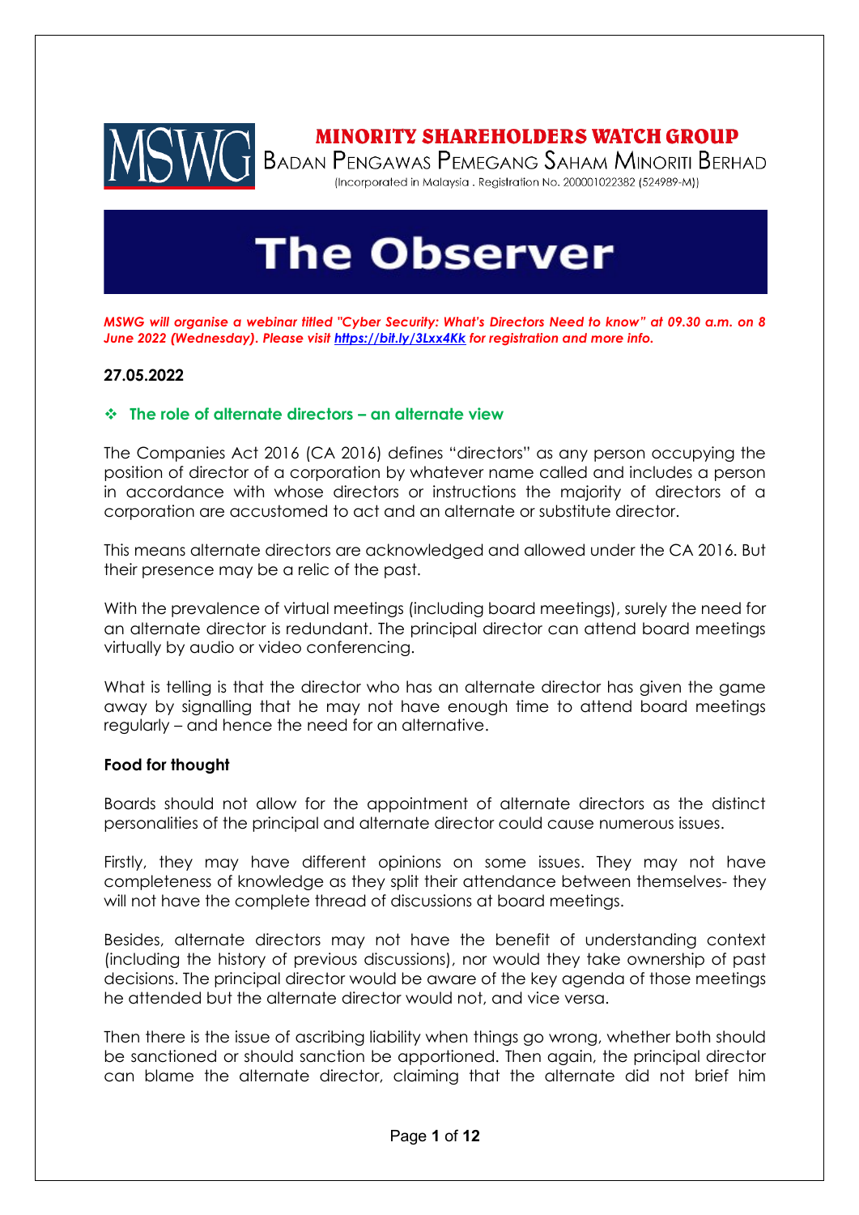**MINORITY SHAREHOLDERS WATCH GROUP**
BADAN PENGAWAS PEMEGANG SAHAM MINORITI BERHAD
(Incorporated in Malaysia . Registration No. 200001022382 (524989-M))

# The Observer

***MSWG will organise a webinar titled "Cyber Security: What's Directors Need to know" at 09.30 a.m. on 8 June 2022 (Wednesday). Please visit [https://bit.ly/3Lxx4Kk](https://bit.ly/3Lxx4Kk) for registration and more info.***

**27.05.2022**

## ❖ The role of alternate directors – an alternate view

The Companies Act 2016 (CA 2016) defines "directors" as any person occupying the position of director of a corporation by whatever name called and includes a person in accordance with whose directors or instructions the majority of directors of a corporation are accustomed to act and an alternate or substitute director.

This means alternate directors are acknowledged and allowed under the CA 2016. But their presence may be a relic of the past.

With the prevalence of virtual meetings (including board meetings), surely the need for an alternate director is redundant. The principal director can attend board meetings virtually by audio or video conferencing.

What is telling is that the director who has an alternate director has given the game away by signalling that he may not have enough time to attend board meetings regularly – and hence the need for an alternative.

**Food for thought**

Boards should not allow for the appointment of alternate directors as the distinct personalities of the principal and alternate director could cause numerous issues.

Firstly, they may have different opinions on some issues. They may not have completeness of knowledge as they split their attendance between themselves- they will not have the complete thread of discussions at board meetings.

Besides, alternate directors may not have the benefit of understanding context (including the history of previous discussions), nor would they take ownership of past decisions. The principal director would be aware of the key agenda of those meetings he attended but the alternate director would not, and vice versa.

Then there is the issue of ascribing liability when things go wrong, whether both should be sanctioned or should sanction be apportioned. Then again, the principal director can blame the alternate director, claiming that the alternate did not brief him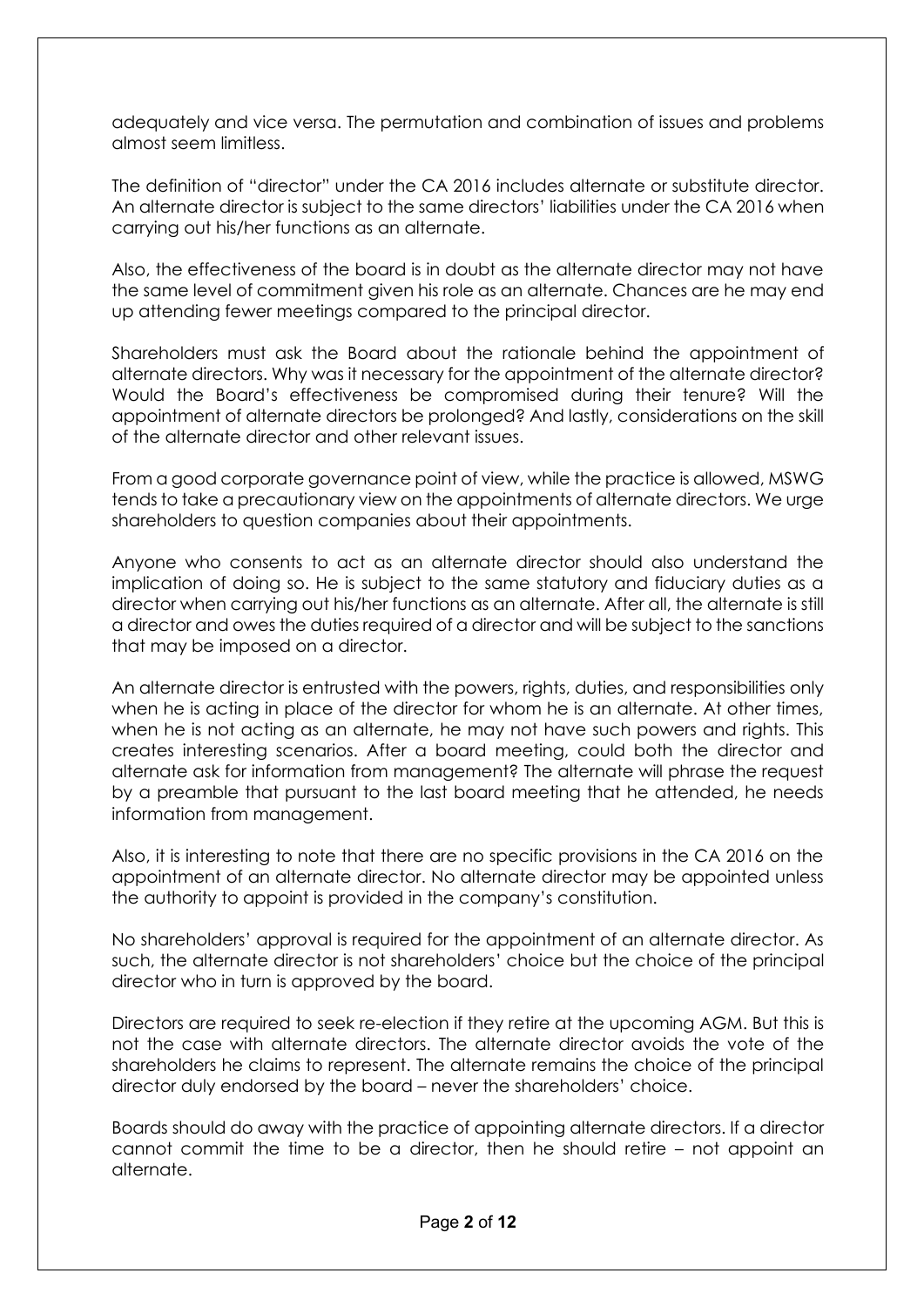adequately and vice versa. The permutation and combination of issues and problems almost seem limitless.

The definition of "director" under the CA 2016 includes alternate or substitute director. An alternate director is subject to the same directors' liabilities under the CA 2016 when carrying out his/her functions as an alternate.

Also, the effectiveness of the board is in doubt as the alternate director may not have the same level of commitment given his role as an alternate. Chances are he may end up attending fewer meetings compared to the principal director.

Shareholders must ask the Board about the rationale behind the appointment of alternate directors. Why was it necessary for the appointment of the alternate director? Would the Board's effectiveness be compromised during their tenure? Will the appointment of alternate directors be prolonged? And lastly, considerations on the skill of the alternate director and other relevant issues.

From a good corporate governance point of view, while the practice is allowed, MSWG tends to take a precautionary view on the appointments of alternate directors. We urge shareholders to question companies about their appointments.

Anyone who consents to act as an alternate director should also understand the implication of doing so. He is subject to the same statutory and fiduciary duties as a director when carrying out his/her functions as an alternate. After all, the alternate is still a director and owes the duties required of a director and will be subject to the sanctions that may be imposed on a director.

An alternate director is entrusted with the powers, rights, duties, and responsibilities only when he is acting in place of the director for whom he is an alternate. At other times, when he is not acting as an alternate, he may not have such powers and rights. This creates interesting scenarios. After a board meeting, could both the director and alternate ask for information from management? The alternate will phrase the request by a preamble that pursuant to the last board meeting that he attended, he needs information from management.

Also, it is interesting to note that there are no specific provisions in the CA 2016 on the appointment of an alternate director. No alternate director may be appointed unless the authority to appoint is provided in the company's constitution.

No shareholders' approval is required for the appointment of an alternate director. As such, the alternate director is not shareholders' choice but the choice of the principal director who in turn is approved by the board.

Directors are required to seek re-election if they retire at the upcoming AGM. But this is not the case with alternate directors. The alternate director avoids the vote of the shareholders he claims to represent. The alternate remains the choice of the principal director duly endorsed by the board – never the shareholders' choice.

Boards should do away with the practice of appointing alternate directors. If a director cannot commit the time to be a director, then he should retire – not appoint an alternate.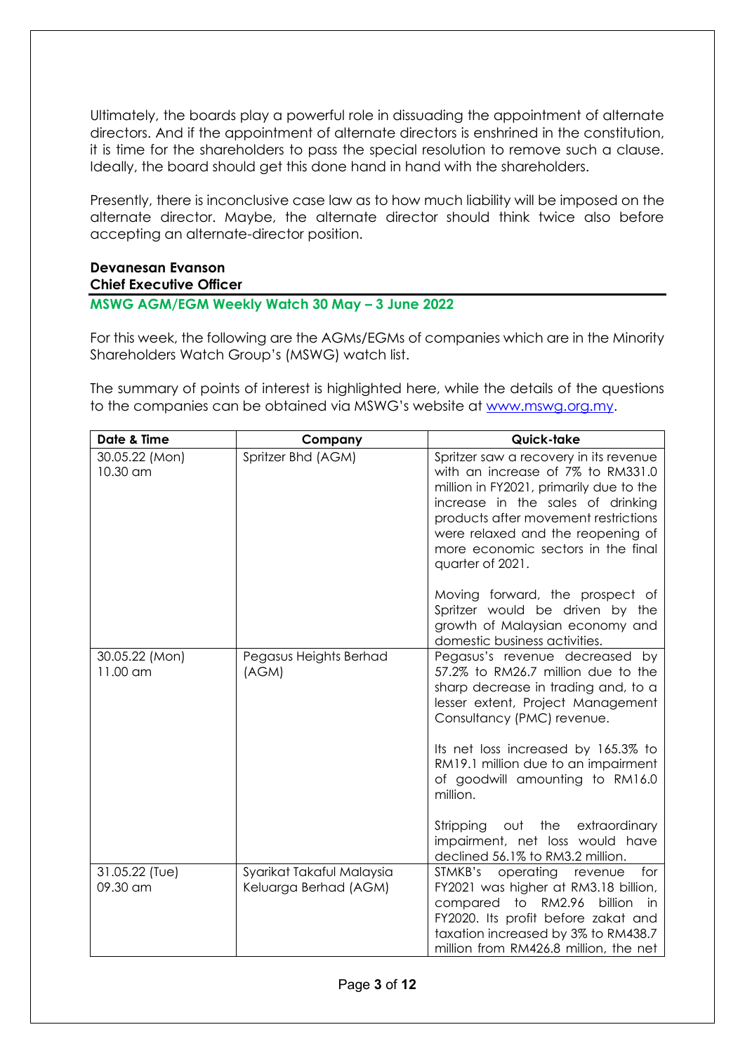Ultimately, the boards play a powerful role in dissuading the appointment of alternate directors. And if the appointment of alternate directors is enshrined in the constitution, it is time for the shareholders to pass the special resolution to remove such a clause. Ideally, the board should get this done hand in hand with the shareholders.

Presently, there is inconclusive case law as to how much liability will be imposed on the alternate director. Maybe, the alternate director should think twice also before accepting an alternate-director position.

**Devanesan Evanson**
**Chief Executive Officer**

## MSWG AGM/EGM Weekly Watch 30 May – 3 June 2022

For this week, the following are the AGMs/EGMs of companies which are in the Minority Shareholders Watch Group's (MSWG) watch list.

The summary of points of interest is highlighted here, while the details of the questions to the companies can be obtained via MSWG's website at www.mswg.org.my.

| Date & Time | Company | Quick-take |
|---|---|---|
| 30.05.22 (Mon) 10.30 am | Spritzer Bhd (AGM) | Spritzer saw a recovery in its revenue with an increase of 7% to RM331.0 million in FY2021, primarily due to the increase in the sales of drinking products after movement restrictions were relaxed and the reopening of more economic sectors in the final quarter of 2021.<br><br>Moving forward, the prospect of Spritzer would be driven by the growth of Malaysian economy and domestic business activities. |
| 30.05.22 (Mon) 11.00 am | Pegasus Heights Berhad (AGM) | Pegasus's revenue decreased by 57.2% to RM26.7 million due to the sharp decrease in trading and, to a lesser extent, Project Management Consultancy (PMC) revenue.<br><br>Its net loss increased by 165.3% to RM19.1 million due to an impairment of goodwill amounting to RM16.0 million.<br><br>Stripping out the extraordinary impairment, net loss would have declined 56.1% to RM3.2 million. |
| 31.05.22 (Tue) 09.30 am | Syarikat Takaful Malaysia Keluarga Berhad (AGM) | STMKB's operating revenue for FY2021 was higher at RM3.18 billion, compared to RM2.96 billion in FY2020. Its profit before zakat and taxation increased by 3% to RM438.7 million from RM426.8 million, the net |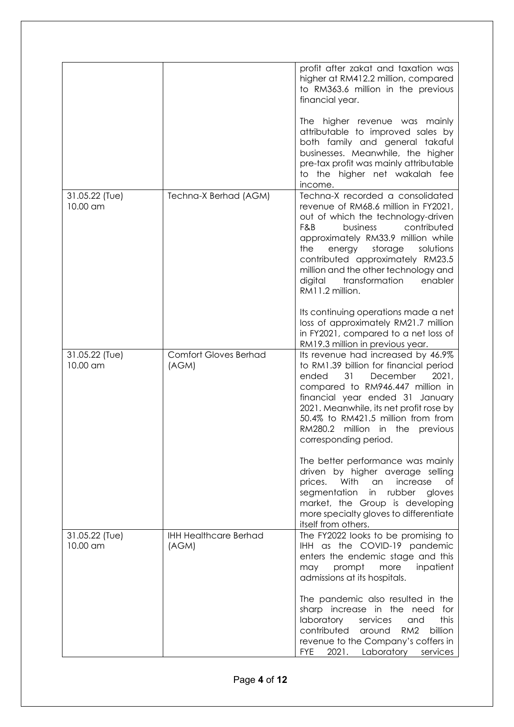| | | |
|---|---|---|
| | | profit after zakat and taxation was higher at RM412.2 million, compared to RM363.6 million in the previous financial year.<br><br>The higher revenue was mainly attributable to improved sales by both family and general takaful businesses. Meanwhile, the higher pre-tax profit was mainly attributable to the higher net wakalah fee income. |
| 31.05.22 (Tue)<br>10.00 am | Techna-X Berhad (AGM) | Techna-X recorded a consolidated revenue of RM68.6 million in FY2021, out of which the technology-driven F&B business contributed approximately RM33.9 million while the energy storage solutions contributed approximately RM23.5 million and the other technology and digital transformation enabler RM11.2 million.<br><br>Its continuing operations made a net loss of approximately RM21.7 million in FY2021, compared to a net loss of RM19.3 million in previous year. |
| 31.05.22 (Tue)<br>10.00 am | Comfort Gloves Berhad (AGM) | Its revenue had increased by 46.9% to RM1.39 billion for financial period ended 31 December 2021, compared to RM946.447 million in financial year ended 31 January 2021. Meanwhile, its net profit rose by 50.4% to RM421.5 million from from RM280.2 million in the previous corresponding period.<br><br>The better performance was mainly driven by higher average selling prices. With an increase of segmentation in rubber gloves market, the Group is developing more specialty gloves to differentiate itself from others. |
| 31.05.22 (Tue)<br>10.00 am | IHH Healthcare Berhad (AGM) | The FY2022 looks to be promising to IHH as the COVID-19 pandemic enters the endemic stage and this may prompt more inpatient admissions at its hospitals.<br><br>The pandemic also resulted in the sharp increase in the need for laboratory services and this contributed around RM2 billion revenue to the Company's coffers in FYE 2021. Laboratory services |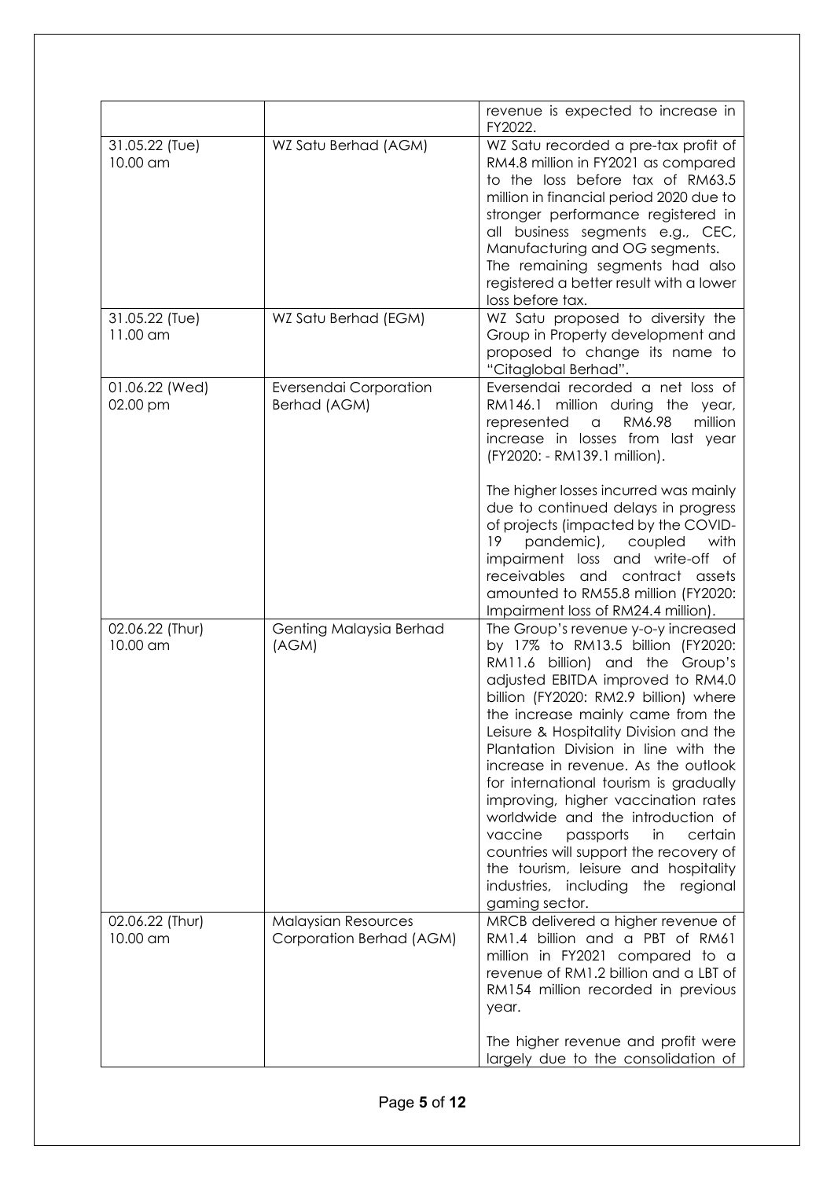| | | |
|---|---|---|
| | | revenue is expected to increase in FY2022. |
| 31.05.22 (Tue) 10.00 am | WZ Satu Berhad (AGM) | WZ Satu recorded a pre-tax profit of RM4.8 million in FY2021 as compared to the loss before tax of RM63.5 million in financial period 2020 due to stronger performance registered in all business segments e.g., CEC, Manufacturing and OG segments. The remaining segments had also registered a better result with a lower loss before tax. |
| 31.05.22 (Tue) 11.00 am | WZ Satu Berhad (EGM) | WZ Satu proposed to diversity the Group in Property development and proposed to change its name to "Citaglobal Berhad". |
| 01.06.22 (Wed) 02.00 pm | Eversendai Corporation Berhad (AGM) | Eversendai recorded a net loss of RM146.1 million during the year, represented a RM6.98 million increase in losses from last year (FY2020: - RM139.1 million).<br><br>The higher losses incurred was mainly due to continued delays in progress of projects (impacted by the COVID-19 pandemic), coupled with impairment loss and write-off of receivables and contract assets amounted to RM55.8 million (FY2020: Impairment loss of RM24.4 million). |
| 02.06.22 (Thur) 10.00 am | Genting Malaysia Berhad (AGM) | The Group's revenue y-o-y increased by 17% to RM13.5 billion (FY2020: RM11.6 billion) and the Group's adjusted EBITDA improved to RM4.0 billion (FY2020: RM2.9 billion) where the increase mainly came from the Leisure & Hospitality Division and the Plantation Division in line with the increase in revenue. As the outlook for international tourism is gradually improving, higher vaccination rates worldwide and the introduction of vaccine passports in certain countries will support the recovery of the tourism, leisure and hospitality industries, including the regional gaming sector. |
| 02.06.22 (Thur) 10.00 am | Malaysian Resources Corporation Berhad (AGM) | MRCB delivered a higher revenue of RM1.4 billion and a PBT of RM61 million in FY2021 compared to a revenue of RM1.2 billion and a LBT of RM154 million recorded in previous year.<br><br>The higher revenue and profit were largely due to the consolidation of |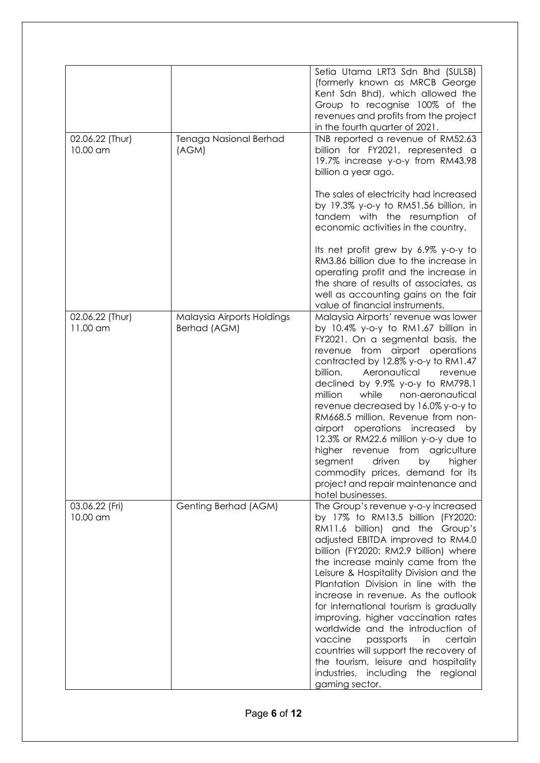| | | |
|---|---|---|
| | | Setia Utama LRT3 Sdn Bhd (SULSB) (formerly known as MRCB George Kent Sdn Bhd), which allowed the Group to recognise 100% of the revenues and profits from the project in the fourth quarter of 2021. |
| 02.06.22 (Thur)<br>10.00 am | Tenaga Nasional Berhad (AGM) | TNB reported a revenue of RM52.63 billion for FY2021, represented a 19.7% increase y-o-y from RM43.98 billion a year ago.<br><br>The sales of electricity had increased by 19.3% y-o-y to RM51.56 billion, in tandem with the resumption of economic activities in the country.<br><br>Its net profit grew by 6.9% y-o-y to RM3.86 billion due to the increase in operating profit and the increase in the share of results of associates, as well as accounting gains on the fair value of financial instruments. |
| 02.06.22 (Thur)<br>11.00 am | Malaysia Airports Holdings Berhad (AGM) | Malaysia Airports' revenue was lower by 10.4% y-o-y to RM1.67 billion in FY2021. On a segmental basis, the revenue from airport operations contracted by 12.8% y-o-y to RM1.47 billion. Aeronautical revenue declined by 9.9% y-o-y to RM798.1 million while non-aeronautical revenue decreased by 16.0% y-o-y to RM668.5 million. Revenue from non-airport operations increased by 12.3% or RM22.6 million y-o-y due to higher revenue from agriculture segment driven by higher commodity prices, demand for its project and repair maintenance and hotel businesses. |
| 03.06.22 (Fri)<br>10.00 am | Genting Berhad (AGM) | The Group's revenue y-o-y increased by 17% to RM13.5 billion (FY2020: RM11.6 billion) and the Group's adjusted EBITDA improved to RM4.0 billion (FY2020: RM2.9 billion) where the increase mainly came from the Leisure & Hospitality Division and the Plantation Division in line with the increase in revenue. As the outlook for international tourism is gradually improving, higher vaccination rates worldwide and the introduction of vaccine passports in certain countries will support the recovery of the tourism, leisure and hospitality industries, including the regional gaming sector. |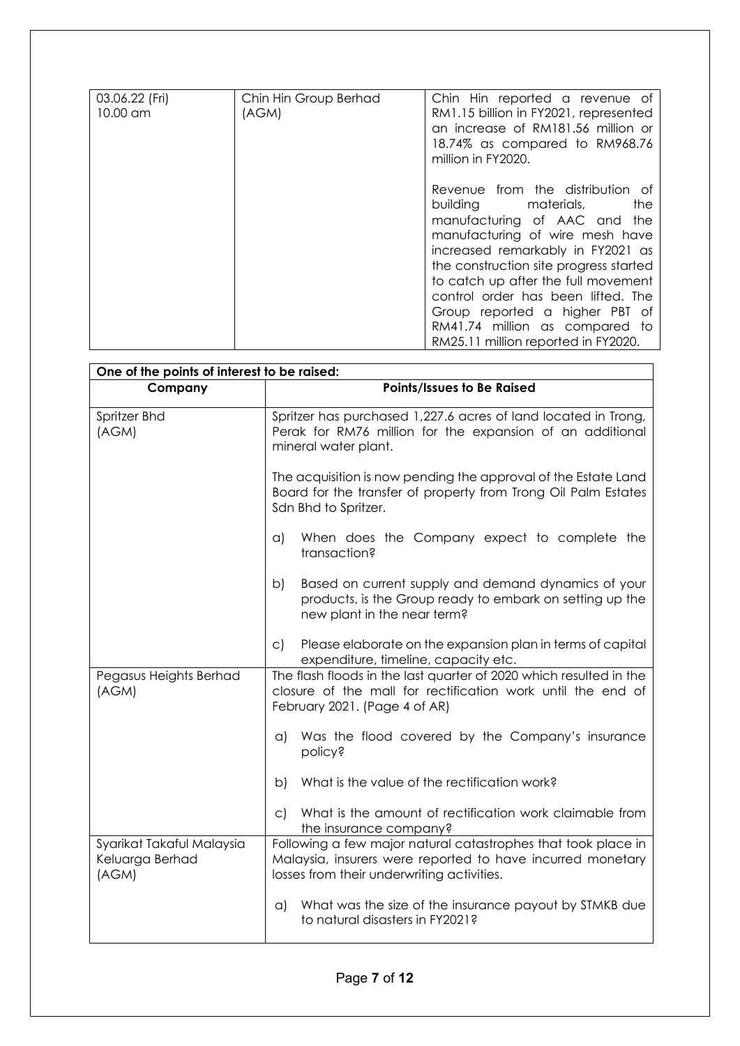| | | |
|---|---|---|
| 03.06.22 (Fri)<br>10.00 am | Chin Hin Group Berhad<br>(AGM) | Chin Hin reported a revenue of RM1.15 billion in FY2021, represented an increase of RM181.56 million or 18.74% as compared to RM968.76 million in FY2020.<br><br>Revenue from the distribution of building materials, the manufacturing of AAC and the manufacturing of wire mesh have increased remarkably in FY2021 as the construction site progress started to catch up after the full movement control order has been lifted. The Group reported a higher PBT of RM41.74 million as compared to RM25.11 million reported in FY2020. |

| **One of the points of interest to be raised:** | |
|---|---|
| **Company** | **Points/Issues to Be Raised** |
| Spritzer Bhd<br>(AGM) | Spritzer has purchased 1,227.6 acres of land located in Trong, Perak for RM76 million for the expansion of an additional mineral water plant.<br><br>The acquisition is now pending the approval of the Estate Land Board for the transfer of property from Trong Oil Palm Estates Sdn Bhd to Spritzer.<br><br>a) When does the Company expect to complete the transaction?<br><br>b) Based on current supply and demand dynamics of your products, is the Group ready to embark on setting up the new plant in the near term?<br><br>c) Please elaborate on the expansion plan in terms of capital expenditure, timeline, capacity etc. |
| Pegasus Heights Berhad<br>(AGM) | The flash floods in the last quarter of 2020 which resulted in the closure of the mall for rectification work until the end of February 2021. (Page 4 of AR)<br><br>a) Was the flood covered by the Company's insurance policy?<br><br>b) What is the value of the rectification work?<br><br>c) What is the amount of rectification work claimable from the insurance company? |
| Syarikat Takaful Malaysia Keluarga Berhad<br>(AGM) | Following a few major natural catastrophes that took place in Malaysia, insurers were reported to have incurred monetary losses from their underwriting activities.<br><br>a) What was the size of the insurance payout by STMKB due to natural disasters in FY2021? |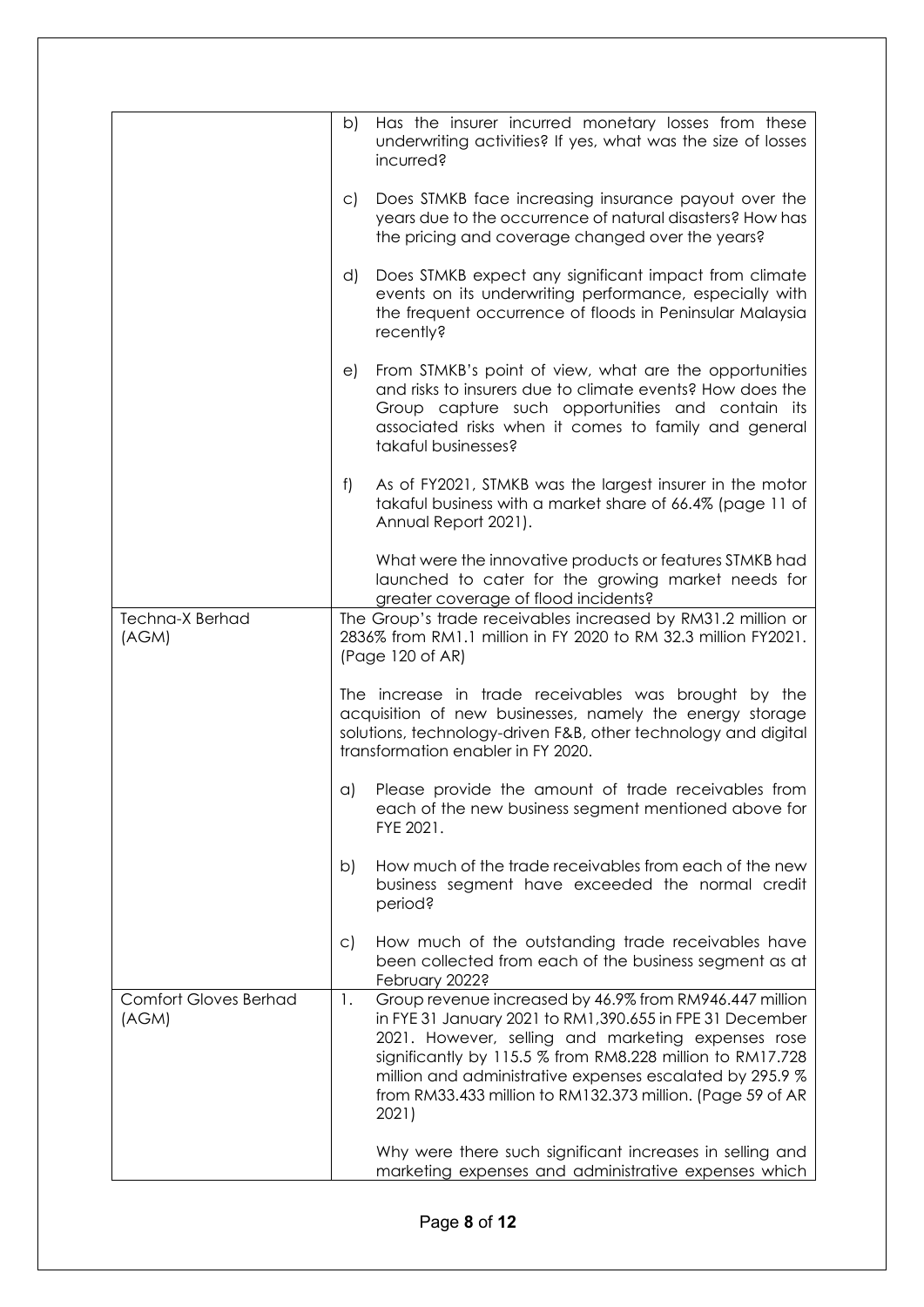| | |
|---|---|
| | b) Has the insurer incurred monetary losses from these underwriting activities? If yes, what was the size of losses incurred?<br><br>c) Does STMKB face increasing insurance payout over the years due to the occurrence of natural disasters? How has the pricing and coverage changed over the years?<br><br>d) Does STMKB expect any significant impact from climate events on its underwriting performance, especially with the frequent occurrence of floods in Peninsular Malaysia recently?<br><br>e) From STMKB's point of view, what are the opportunities and risks to insurers due to climate events? How does the Group capture such opportunities and contain its associated risks when it comes to family and general takaful businesses?<br><br>f) As of FY2021, STMKB was the largest insurer in the motor takaful business with a market share of 66.4% (page 11 of Annual Report 2021).<br><br>What were the innovative products or features STMKB had launched to cater for the growing market needs for greater coverage of flood incidents? |
| Techna-X Berhad (AGM) | The Group's trade receivables increased by RM31.2 million or 2836% from RM1.1 million in FY 2020 to RM 32.3 million FY2021. (Page 120 of AR)<br><br>The increase in trade receivables was brought by the acquisition of new businesses, namely the energy storage solutions, technology-driven F&B, other technology and digital transformation enabler in FY 2020.<br><br>a) Please provide the amount of trade receivables from each of the new business segment mentioned above for FYE 2021.<br><br>b) How much of the trade receivables from each of the new business segment have exceeded the normal credit period?<br><br>c) How much of the outstanding trade receivables have been collected from each of the business segment as at February 2022? |
| Comfort Gloves Berhad (AGM) | 1. Group revenue increased by 46.9% from RM946.447 million in FYE 31 January 2021 to RM1,390.655 in FPE 31 December 2021. However, selling and marketing expenses rose significantly by 115.5 % from RM8.228 million to RM17.728 million and administrative expenses escalated by 295.9 % from RM33.433 million to RM132.373 million. (Page 59 of AR 2021)<br><br>Why were there such significant increases in selling and marketing expenses and administrative expenses which |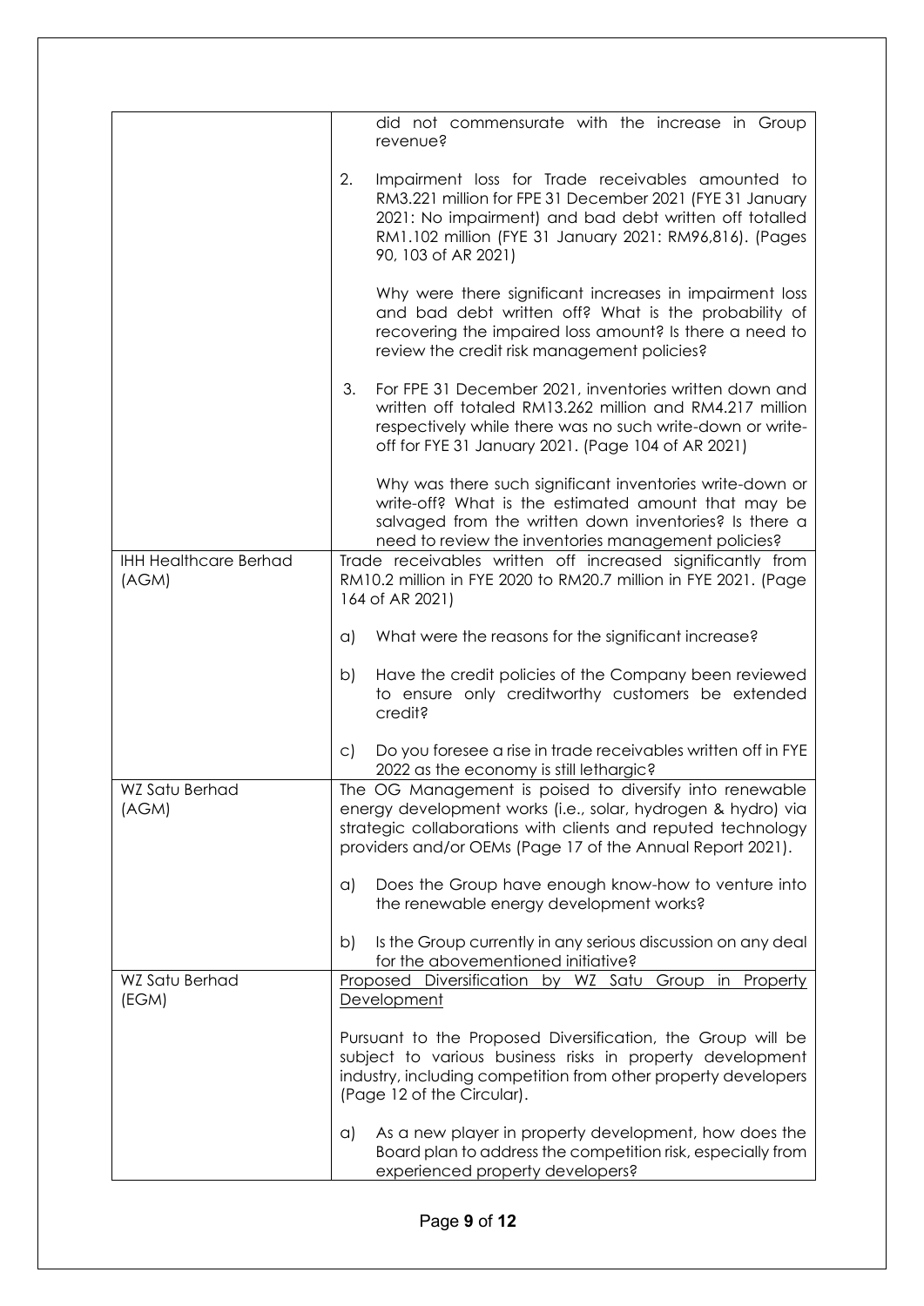| | |
|---|---|
| | did not commensurate with the increase in Group revenue?<br><br>2. Impairment loss for Trade receivables amounted to RM3.221 million for FPE 31 December 2021 (FYE 31 January 2021: No impairment) and bad debt written off totalled RM1.102 million (FYE 31 January 2021: RM96,816). (Pages 90, 103 of AR 2021)<br><br>Why were there significant increases in impairment loss and bad debt written off? What is the probability of recovering the impaired loss amount? Is there a need to review the credit risk management policies?<br><br>3. For FPE 31 December 2021, inventories written down and written off totaled RM13.262 million and RM4.217 million respectively while there was no such write-down or write-off for FYE 31 January 2021. (Page 104 of AR 2021)<br><br>Why was there such significant inventories write-down or write-off? What is the estimated amount that may be salvaged from the written down inventories? Is there a need to review the inventories management policies? |
| IHH Healthcare Berhad (AGM) | Trade receivables written off increased significantly from RM10.2 million in FYE 2020 to RM20.7 million in FYE 2021. (Page 164 of AR 2021)<br><br>a) What were the reasons for the significant increase?<br><br>b) Have the credit policies of the Company been reviewed to ensure only creditworthy customers be extended credit?<br><br>c) Do you foresee a rise in trade receivables written off in FYE 2022 as the economy is still lethargic? |
| WZ Satu Berhad (AGM) | The OG Management is poised to diversify into renewable energy development works (i.e., solar, hydrogen & hydro) via strategic collaborations with clients and reputed technology providers and/or OEMs (Page 17 of the Annual Report 2021).<br><br>a) Does the Group have enough know-how to venture into the renewable energy development works?<br><br>b) Is the Group currently in any serious discussion on any deal for the abovementioned initiative? |
| WZ Satu Berhad (EGM) | <u>Proposed Diversification by WZ Satu Group in Property Development</u><br><br>Pursuant to the Proposed Diversification, the Group will be subject to various business risks in property development industry, including competition from other property developers (Page 12 of the Circular).<br><br>a) As a new player in property development, how does the Board plan to address the competition risk, especially from experienced property developers? |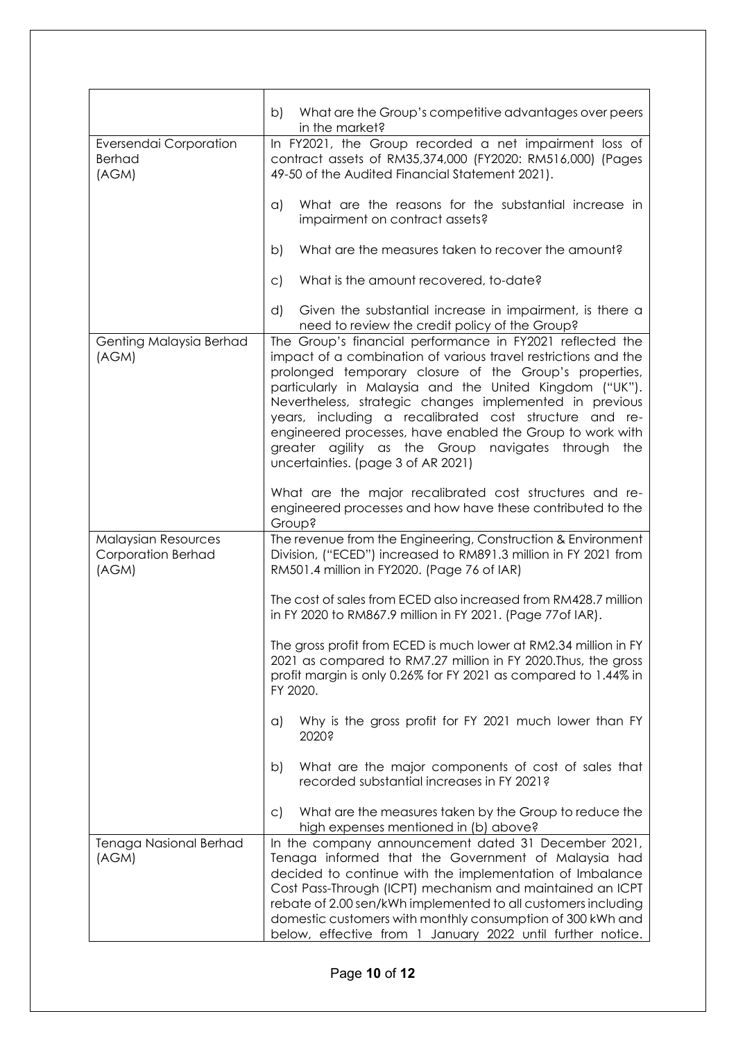| | |
|---|---|
| | b) What are the Group's competitive advantages over peers in the market? |
| Eversendai Corporation Berhad (AGM) | In FY2021, the Group recorded a net impairment loss of contract assets of RM35,374,000 (FY2020: RM516,000) (Pages 49-50 of the Audited Financial Statement 2021).<br><br>a) What are the reasons for the substantial increase in impairment on contract assets?<br><br>b) What are the measures taken to recover the amount?<br><br>c) What is the amount recovered, to-date?<br><br>d) Given the substantial increase in impairment, is there a need to review the credit policy of the Group? |
| Genting Malaysia Berhad (AGM) | The Group's financial performance in FY2021 reflected the impact of a combination of various travel restrictions and the prolonged temporary closure of the Group's properties, particularly in Malaysia and the United Kingdom ("UK"). Nevertheless, strategic changes implemented in previous years, including a recalibrated cost structure and re-engineered processes, have enabled the Group to work with greater agility as the Group navigates through the uncertainties. (page 3 of AR 2021)<br><br>What are the major recalibrated cost structures and re-engineered processes and how have these contributed to the Group? |
| Malaysian Resources Corporation Berhad (AGM) | The revenue from the Engineering, Construction & Environment Division, ("ECED") increased to RM891.3 million in FY 2021 from RM501.4 million in FY2020. (Page 76 of IAR)<br><br>The cost of sales from ECED also increased from RM428.7 million in FY 2020 to RM867.9 million in FY 2021. (Page 77of IAR).<br><br>The gross profit from ECED is much lower at RM2.34 million in FY 2021 as compared to RM7.27 million in FY 2020.Thus, the gross profit margin is only 0.26% for FY 2021 as compared to 1.44% in FY 2020.<br><br>a) Why is the gross profit for FY 2021 much lower than FY 2020?<br><br>b) What are the major components of cost of sales that recorded substantial increases in FY 2021?<br><br>c) What are the measures taken by the Group to reduce the high expenses mentioned in (b) above? |
| Tenaga Nasional Berhad (AGM) | In the company announcement dated 31 December 2021, Tenaga informed that the Government of Malaysia had decided to continue with the implementation of Imbalance Cost Pass-Through (ICPT) mechanism and maintained an ICPT rebate of 2.00 sen/kWh implemented to all customers including domestic customers with monthly consumption of 300 kWh and below, effective from 1 January 2022 until further notice. |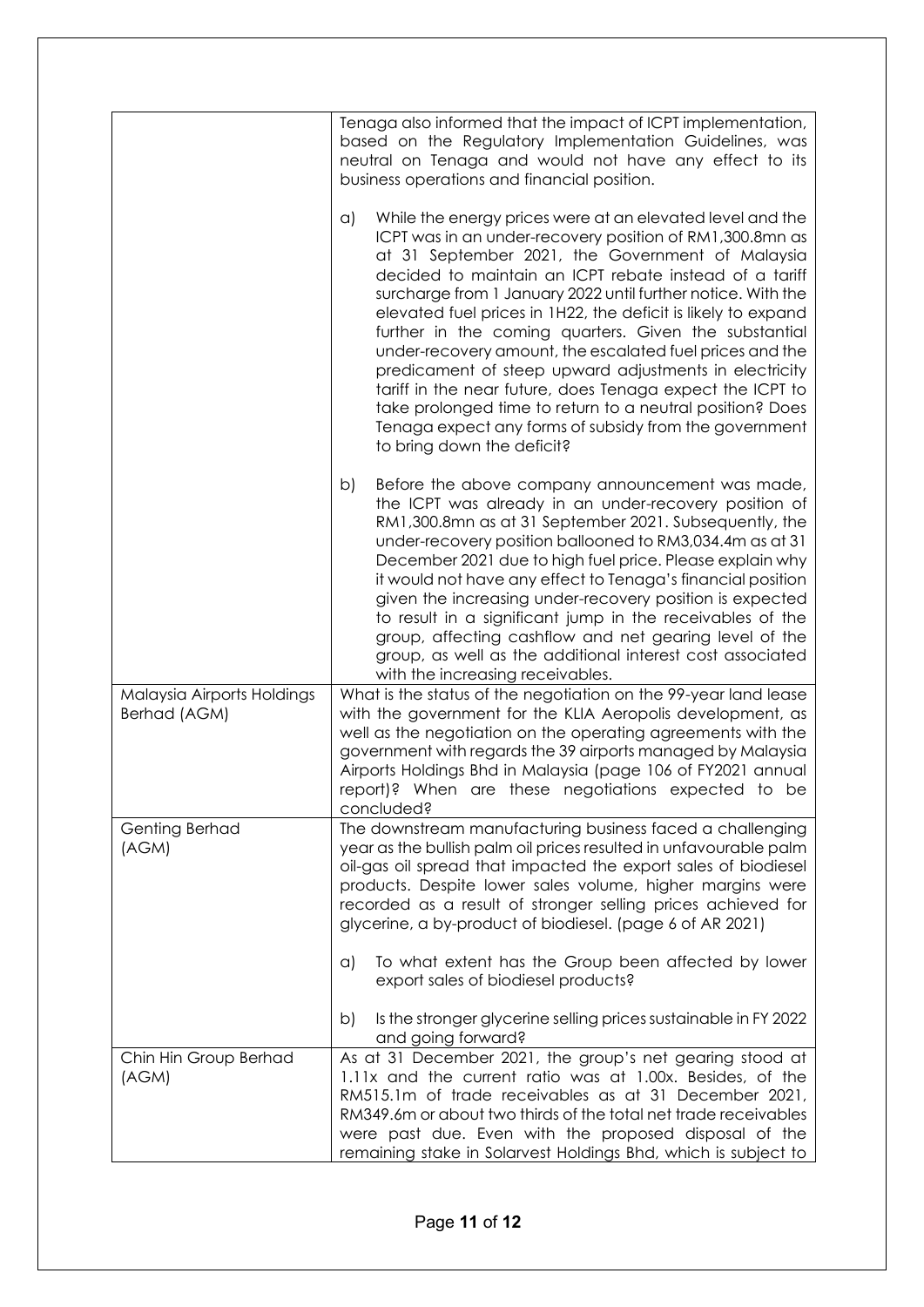| | |
|---|---|
| | Tenaga also informed that the impact of ICPT implementation, based on the Regulatory Implementation Guidelines, was neutral on Tenaga and would not have any effect to its business operations and financial position.<br><br>a) While the energy prices were at an elevated level and the ICPT was in an under-recovery position of RM1,300.8mn as at 31 September 2021, the Government of Malaysia decided to maintain an ICPT rebate instead of a tariff surcharge from 1 January 2022 until further notice. With the elevated fuel prices in 1H22, the deficit is likely to expand further in the coming quarters. Given the substantial under-recovery amount, the escalated fuel prices and the predicament of steep upward adjustments in electricity tariff in the near future, does Tenaga expect the ICPT to take prolonged time to return to a neutral position? Does Tenaga expect any forms of subsidy from the government to bring down the deficit?<br><br>b) Before the above company announcement was made, the ICPT was already in an under-recovery position of RM1,300.8mn as at 31 September 2021. Subsequently, the under-recovery position ballooned to RM3,034.4m as at 31 December 2021 due to high fuel price. Please explain why it would not have any effect to Tenaga's financial position given the increasing under-recovery position is expected to result in a significant jump in the receivables of the group, affecting cashflow and net gearing level of the group, as well as the additional interest cost associated with the increasing receivables. |
| Malaysia Airports Holdings Berhad (AGM) | What is the status of the negotiation on the 99-year land lease with the government for the KLIA Aeropolis development, as well as the negotiation on the operating agreements with the government with regards the 39 airports managed by Malaysia Airports Holdings Bhd in Malaysia (page 106 of FY2021 annual report)? When are these negotiations expected to be concluded? |
| Genting Berhad (AGM) | The downstream manufacturing business faced a challenging year as the bullish palm oil prices resulted in unfavourable palm oil-gas oil spread that impacted the export sales of biodiesel products. Despite lower sales volume, higher margins were recorded as a result of stronger selling prices achieved for glycerine, a by-product of biodiesel. (page 6 of AR 2021)<br><br>a) To what extent has the Group been affected by lower export sales of biodiesel products?<br><br>b) Is the stronger glycerine selling prices sustainable in FY 2022 and going forward? |
| Chin Hin Group Berhad (AGM) | As at 31 December 2021, the group's net gearing stood at 1.11x and the current ratio was at 1.00x. Besides, of the RM515.1m of trade receivables as at 31 December 2021, RM349.6m or about two thirds of the total net trade receivables were past due. Even with the proposed disposal of the remaining stake in Solarvest Holdings Bhd, which is subject to |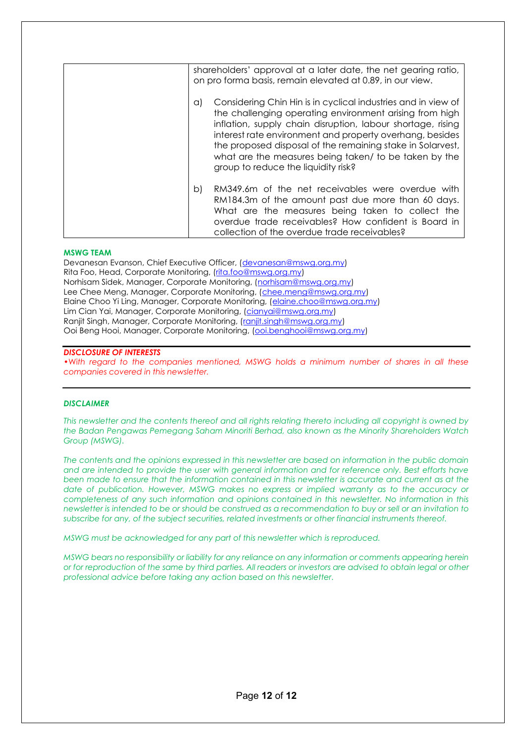| | |
|---|---|
| | shareholders' approval at a later date, the net gearing ratio, on pro forma basis, remain elevated at 0.89, in our view.<br><br>a) Considering Chin Hin is in cyclical industries and in view of the challenging operating environment arising from high inflation, supply chain disruption, labour shortage, rising interest rate environment and property overhang, besides the proposed disposal of the remaining stake in Solarvest, what are the measures being taken/ to be taken by the group to reduce the liquidity risk?<br><br>b) RM349.6m of the net receivables were overdue with RM184.3m of the amount past due more than 60 days. What are the measures being taken to collect the overdue trade receivables? How confident is Board in collection of the overdue trade receivables? |

**MSWG TEAM**

Devanesan Evanson, Chief Executive Officer, (devanesan@mswg.org.my)
Rita Foo, Head, Corporate Monitoring, (rita.foo@mswg.org.my)
Norhisam Sidek, Manager, Corporate Monitoring, (norhisam@mswg.org.my)
Lee Chee Meng, Manager, Corporate Monitoring, (chee.meng@mswg.org.my)
Elaine Choo Yi Ling, Manager, Corporate Monitoring, (elaine.choo@mswg.org.my)
Lim Cian Yai, Manager, Corporate Monitoring, (cianyai@mswg.org.my)
Ranjit Singh, Manager, Corporate Monitoring, (ranjit.singh@mswg.org.my)
Ooi Beng Hooi, Manager, Corporate Monitoring, (ooi.benghooi@mswg.org.my)

***DISCLOSURE OF INTERESTS***

*•With regard to the companies mentioned, MSWG holds a minimum number of shares in all these companies covered in this newsletter.*

***DISCLAIMER***

*This newsletter and the contents thereof and all rights relating thereto including all copyright is owned by the Badan Pengawas Pemegang Saham Minoriti Berhad, also known as the Minority Shareholders Watch Group (MSWG).*

*The contents and the opinions expressed in this newsletter are based on information in the public domain and are intended to provide the user with general information and for reference only. Best efforts have been made to ensure that the information contained in this newsletter is accurate and current as at the date of publication. However, MSWG makes no express or implied warranty as to the accuracy or completeness of any such information and opinions contained in this newsletter. No information in this newsletter is intended to be or should be construed as a recommendation to buy or sell or an invitation to subscribe for any, of the subject securities, related investments or other financial instruments thereof.*

*MSWG must be acknowledged for any part of this newsletter which is reproduced.*

*MSWG bears no responsibility or liability for any reliance on any information or comments appearing herein or for reproduction of the same by third parties. All readers or investors are advised to obtain legal or other professional advice before taking any action based on this newsletter.*